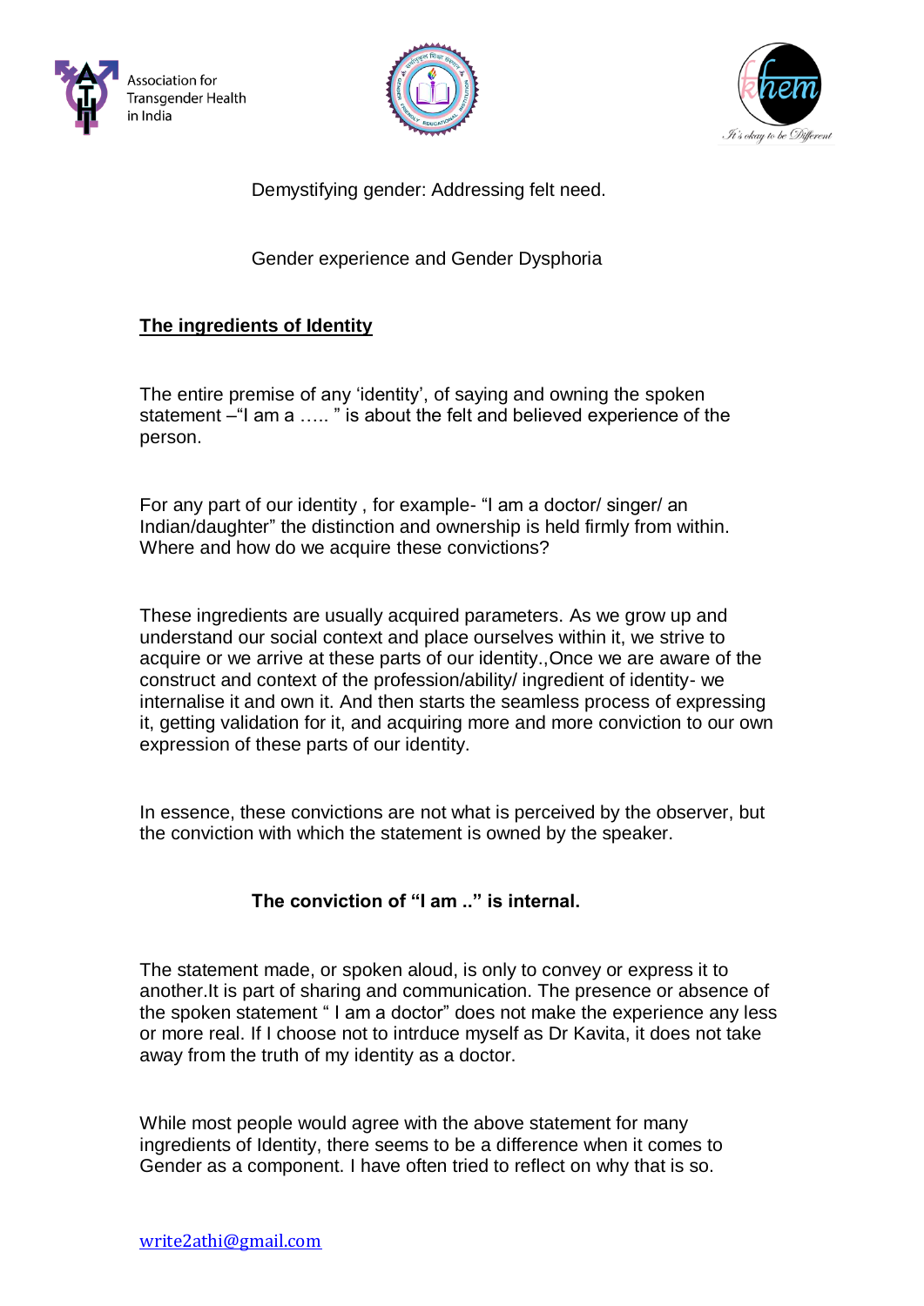Association for Transgender Health in India

Demystifying gender: Addressing felt need.

Gender experience and Gender Dysphoria

## The ingredients of Identity

The entire premise of any 'identity', of saying and owning the spoken statement –"I am a ….. " is about the felt and believed experience of the person.

For any part of our identity , for example- "I am a doctor/ singer/ an Indian/daughter" the distinction and ownership is held firmly from within. Where and how do we acquire these convictions?

These ingredients are usually acquired parameters. As we grow up and understand our social context and place ourselves within it, we strive to acquire or we arrive at these parts of our identity.,Once we are aware of the construct and context of the profession/ability/ ingredient of identity- we internalise it and own it. And then starts the seamless process of expressing it, getting validation for it, and acquiring more and more conviction to our own expression of these parts of our identity.

In essence, these convictions are not what is perceived by the observer, but the conviction with which the statement is owned by the speaker.

**The conviction of "I am .." is internal.**

The statement made, or spoken aloud, is only to convey or express it to another.It is part of sharing and communication. The presence or absence of the spoken statement " I am a doctor" does not make the experience any less or more real. If I choose not to intrduce myself as Dr Kavita, it does not take away from the truth of my identity as a doctor.

While most people would agree with the above statement for many ingredients of Identity, there seems to be a difference when it comes to Gender as a component. I have often tried to reflect on why that is so.

write2athi@gmail.com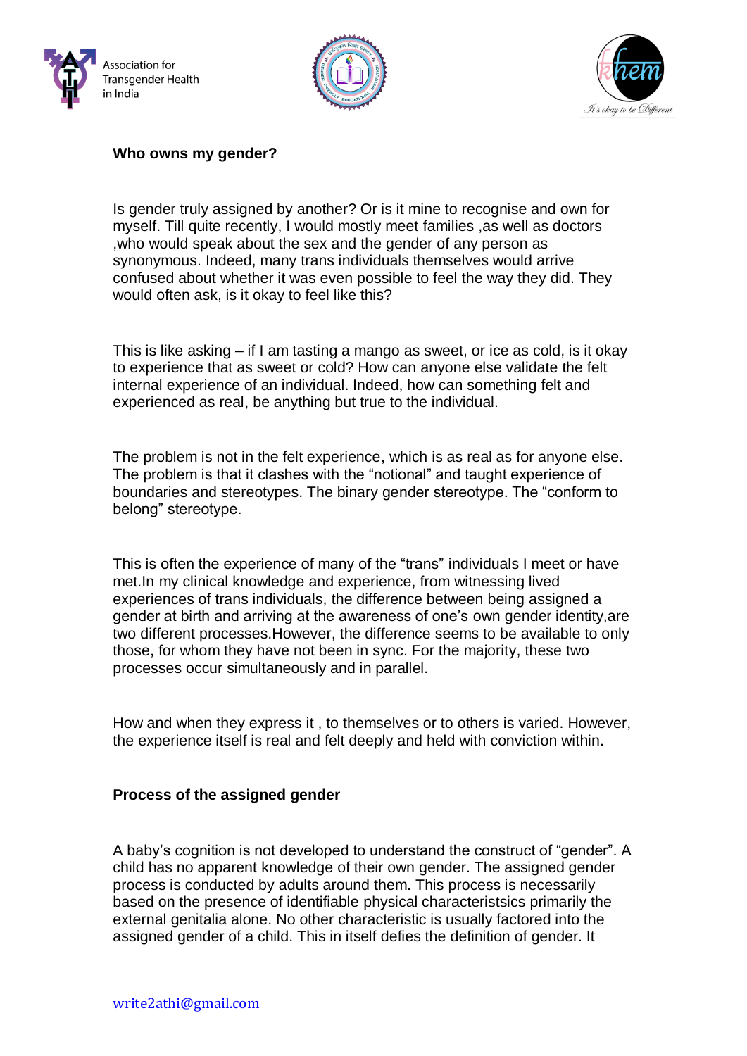## Who owns my gender?

Is gender truly assigned by another? Or is it mine to recognise and own for myself. Till quite recently, I would mostly meet families ,as well as doctors ,who would speak about the sex and the gender of any person as synonymous. Indeed, many trans individuals themselves would arrive confused about whether it was even possible to feel the way they did. They would often ask, is it okay to feel like this?

This is like asking – if I am tasting a mango as sweet, or ice as cold, is it okay to experience that as sweet or cold? How can anyone else validate the felt internal experience of an individual. Indeed, how can something felt and experienced as real, be anything but true to the individual.

The problem is not in the felt experience, which is as real as for anyone else. The problem is that it clashes with the "notional" and taught experience of boundaries and stereotypes. The binary gender stereotype. The "conform to belong" stereotype.

This is often the experience of many of the "trans" individuals I meet or have met.In my clinical knowledge and experience, from witnessing lived experiences of trans individuals, the difference between being assigned a gender at birth and arriving at the awareness of one's own gender identity,are two different processes.However, the difference seems to be available to only those, for whom they have not been in sync. For the majority, these two processes occur simultaneously and in parallel.

How and when they express it , to themselves or to others is varied. However, the experience itself is real and felt deeply and held with conviction within.

### Process of the assigned gender

A baby's cognition is not developed to understand the construct of "gender". A child has no apparent knowledge of their own gender. The assigned gender process is conducted by adults around them. This process is necessarily based on the presence of identifiable physical characteristsics primarily the external genitalia alone. No other characteristic is usually factored into the assigned gender of a child. This in itself defies the definition of gender. It

write2athi@gmail.com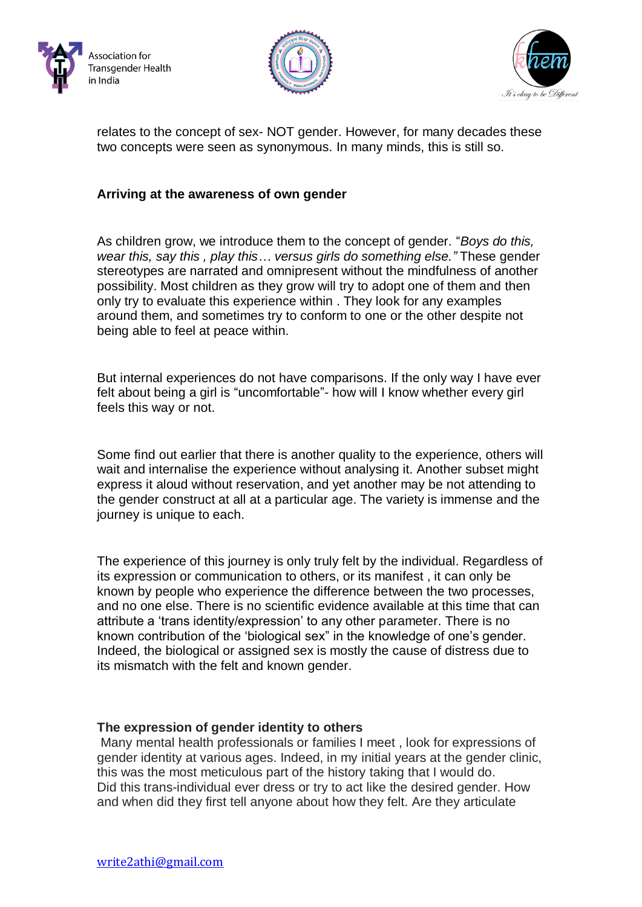relates to the concept of sex- NOT gender. However, for many decades these two concepts were seen as synonymous. In many minds, this is still so.

**Arriving at the awareness of own gender**

As children grow, we introduce them to the concept of gender. "*Boys do this, wear this, say this , play this… versus girls do something else."* These gender stereotypes are narrated and omnipresent without the mindfulness of another possibility. Most children as they grow will try to adopt one of them and then only try to evaluate this experience within . They look for any examples around them, and sometimes try to conform to one or the other despite not being able to feel at peace within.

But internal experiences do not have comparisons. If the only way I have ever felt about being a girl is "uncomfortable"- how will I know whether every girl feels this way or not.

Some find out earlier that there is another quality to the experience, others will wait and internalise the experience without analysing it. Another subset might express it aloud without reservation, and yet another may be not attending to the gender construct at all at a particular age. The variety is immense and the journey is unique to each.

The experience of this journey is only truly felt by the individual. Regardless of its expression or communication to others, or its manifest , it can only be known by people who experience the difference between the two processes, and no one else. There is no scientific evidence available at this time that can attribute a 'trans identity/expression' to any other parameter. There is no known contribution of the 'biological sex" in the knowledge of one's gender. Indeed, the biological or assigned sex is mostly the cause of distress due to its mismatch with the felt and known gender.

**The expression of gender identity to others**

Many mental health professionals or families I meet , look for expressions of gender identity at various ages. Indeed, in my initial years at the gender clinic, this was the most meticulous part of the history taking that I would do. Did this trans-individual ever dress or try to act like the desired gender. How and when did they first tell anyone about how they felt. Are they articulate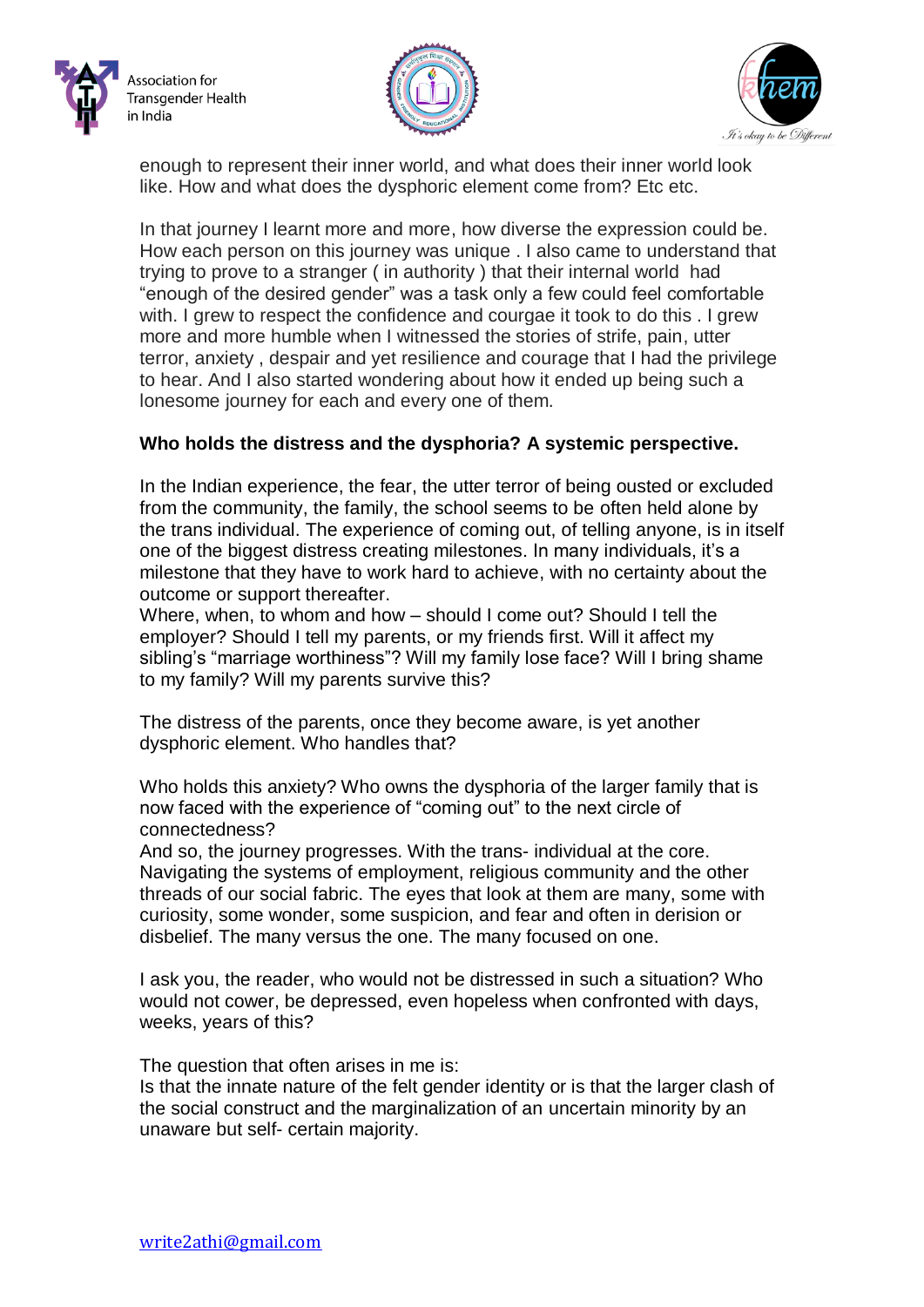enough to represent their inner world, and what does their inner world look like. How and what does the dysphoric element come from? Etc etc.

In that journey I learnt more and more, how diverse the expression could be. How each person on this journey was unique . I also came to understand that trying to prove to a stranger ( in authority ) that their internal world had "enough of the desired gender" was a task only a few could feel comfortable with. I grew to respect the confidence and courgae it took to do this . I grew more and more humble when I witnessed the stories of strife, pain, utter terror, anxiety , despair and yet resilience and courage that I had the privilege to hear. And I also started wondering about how it ended up being such a lonesome journey for each and every one of them.

**Who holds the distress and the dysphoria? A systemic perspective.**

In the Indian experience, the fear, the utter terror of being ousted or excluded from the community, the family, the school seems to be often held alone by the trans individual. The experience of coming out, of telling anyone, is in itself one of the biggest distress creating milestones. In many individuals, it's a milestone that they have to work hard to achieve, with no certainty about the outcome or support thereafter.

Where, when, to whom and how – should I come out? Should I tell the employer? Should I tell my parents, or my friends first. Will it affect my sibling's "marriage worthiness"? Will my family lose face? Will I bring shame to my family? Will my parents survive this?

The distress of the parents, once they become aware, is yet another dysphoric element. Who handles that?

Who holds this anxiety? Who owns the dysphoria of the larger family that is now faced with the experience of "coming out" to the next circle of connectedness?

And so, the journey progresses. With the trans- individual at the core. Navigating the systems of employment, religious community and the other threads of our social fabric. The eyes that look at them are many, some with curiosity, some wonder, some suspicion, and fear and often in derision or disbelief. The many versus the one. The many focused on one.

I ask you, the reader, who would not be distressed in such a situation? Who would not cower, be depressed, even hopeless when confronted with days, weeks, years of this?

The question that often arises in me is:

Is that the innate nature of the felt gender identity or is that the larger clash of the social construct and the marginalization of an uncertain minority by an unaware but self- certain majority.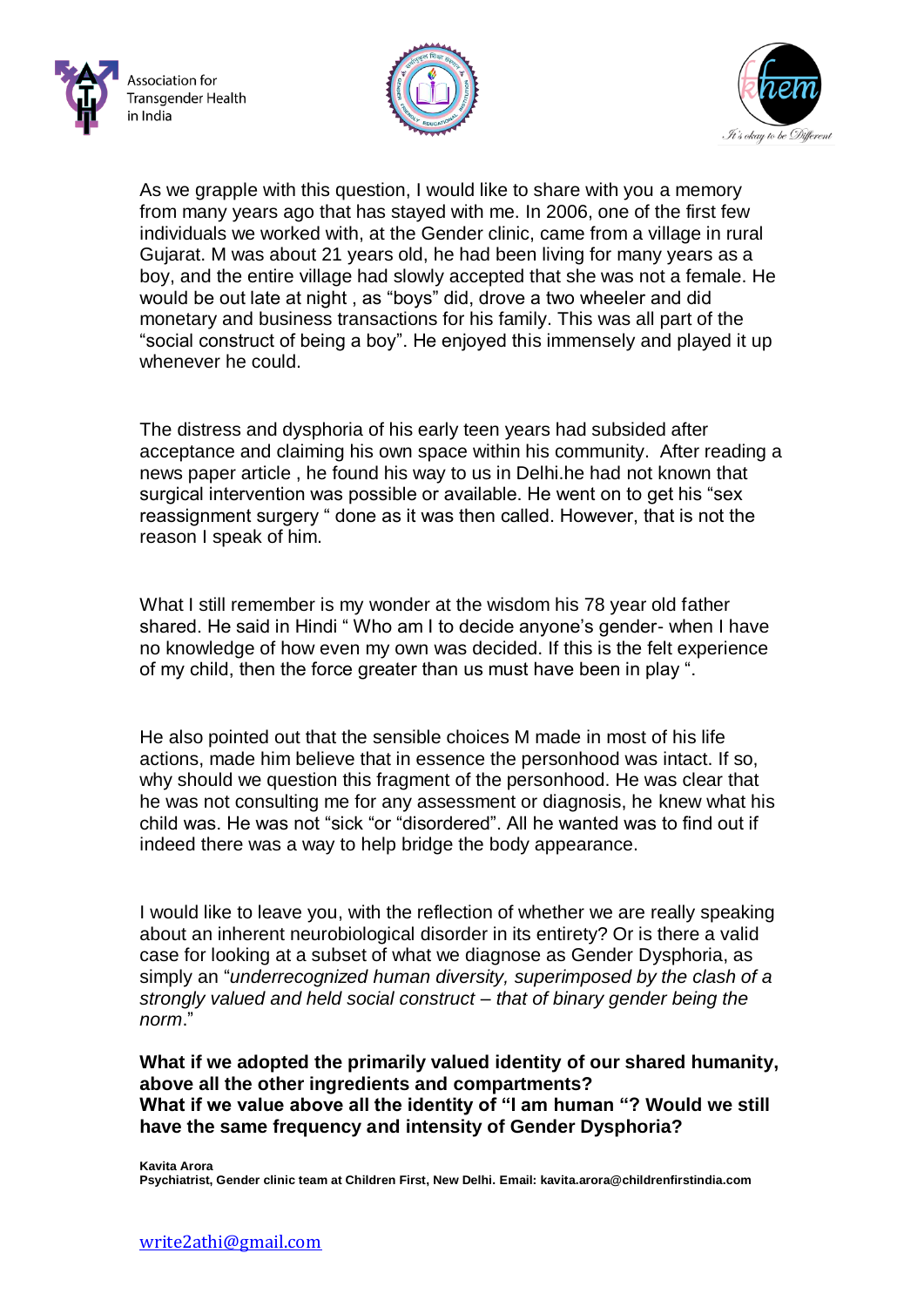As we grapple with this question, I would like to share with you a memory from many years ago that has stayed with me. In 2006, one of the first few individuals we worked with, at the Gender clinic, came from a village in rural Gujarat. M was about 21 years old, he had been living for many years as a boy, and the entire village had slowly accepted that she was not a female. He would be out late at night , as "boys" did, drove a two wheeler and did monetary and business transactions for his family. This was all part of the "social construct of being a boy". He enjoyed this immensely and played it up whenever he could.

The distress and dysphoria of his early teen years had subsided after acceptance and claiming his own space within his community. After reading a news paper article , he found his way to us in Delhi.he had not known that surgical intervention was possible or available. He went on to get his "sex reassignment surgery " done as it was then called. However, that is not the reason I speak of him.

What I still remember is my wonder at the wisdom his 78 year old father shared. He said in Hindi " Who am I to decide anyone's gender- when I have no knowledge of how even my own was decided. If this is the felt experience of my child, then the force greater than us must have been in play ".

He also pointed out that the sensible choices M made in most of his life actions, made him believe that in essence the personhood was intact. If so, why should we question this fragment of the personhood. He was clear that he was not consulting me for any assessment or diagnosis, he knew what his child was. He was not "sick "or "disordered". All he wanted was to find out if indeed there was a way to help bridge the body appearance.

I would like to leave you, with the reflection of whether we are really speaking about an inherent neurobiological disorder in its entirety? Or is there a valid case for looking at a subset of what we diagnose as Gender Dysphoria, as simply an "*underrecognized human diversity, superimposed by the clash of a strongly valued and held social construct – that of binary gender being the norm*."

**What if we adopted the primarily valued identity of our shared humanity, above all the other ingredients and compartments?**
**What if we value above all the identity of "I am human "? Would we still have the same frequency and intensity of Gender Dysphoria?**

**Kavita Arora**
**Psychiatrist, Gender clinic team at Children First, New Delhi. Email: kavita.arora@childrenfirstindia.com**

write2athi@gmail.com